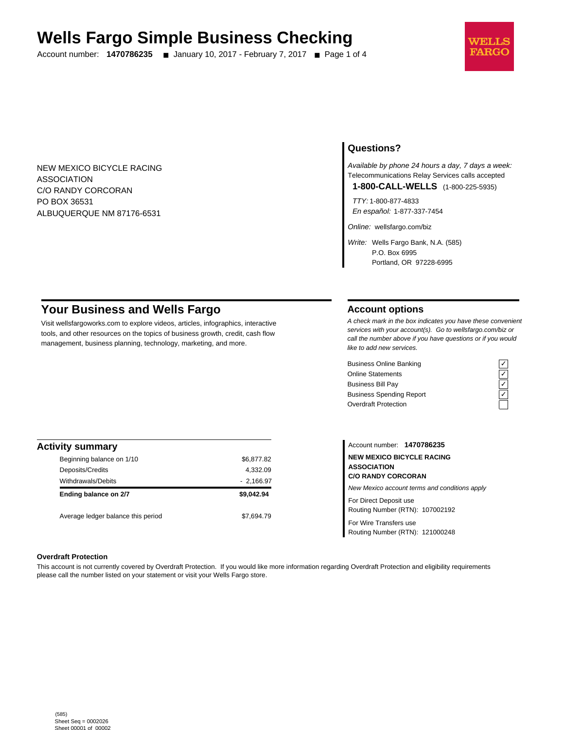# Wells Fargo Simple Business Checking

Account number: **1470786235** ■ January 10, 2017 - February 7, 2017 ■ Page 1 of 4

NEW MEXICO BICYCLE RACING
ASSOCIATION
C/O RANDY CORCORAN
PO BOX 36531
ALBUQUERQUE NM 87176-6531

## Questions?

*Available by phone 24 hours a day, 7 days a week:*
Telecommunications Relay Services calls accepted

**1-800-CALL-WELLS** (1-800-225-5935)

*TTY:* 1-800-877-4833
*En español:* 1-877-337-7454

*Online:* wellsfargo.com/biz

*Write:* Wells Fargo Bank, N.A. (585)
P.O. Box 6995
Portland, OR 97228-6995

## Your Business and Wells Fargo

Visit wellsfargoworks.com to explore videos, articles, infographics, interactive tools, and other resources on the topics of business growth, credit, cash flow management, business planning, technology, marketing, and more.

## Account options

*A check mark in the box indicates you have these convenient services with your account(s). Go to wellsfargo.com/biz or call the number above if you have questions or if you would like to add new services.*

| Service | |
|---|---|
| Business Online Banking | ✓ |
| Online Statements | ✓ |
| Business Bill Pay | ✓ |
| Business Spending Report | ✓ |
| Overdraft Protection | |

## Activity summary

| | |
|---|---|
| Beginning balance on 1/10 | $6,877.82 |
| Deposits/Credits | 4,332.09 |
| Withdrawals/Debits | - 2,166.97 |
| **Ending balance on 2/7** | **$9,042.94** |
| Average ledger balance this period | $7,694.79 |

Account number: **1470786235**

**NEW MEXICO BICYCLE RACING ASSOCIATION**
**C/O RANDY CORCORAN**

*New Mexico account terms and conditions apply*

For Direct Deposit use
Routing Number (RTN): 107002192

For Wire Transfers use
Routing Number (RTN): 121000248

**Overdraft Protection**

This account is not currently covered by Overdraft Protection. If you would like more information regarding Overdraft Protection and eligibility requirements please call the number listed on your statement or visit your Wells Fargo store.

(585)
Sheet Seq = 0002026
Sheet 00001 of 00002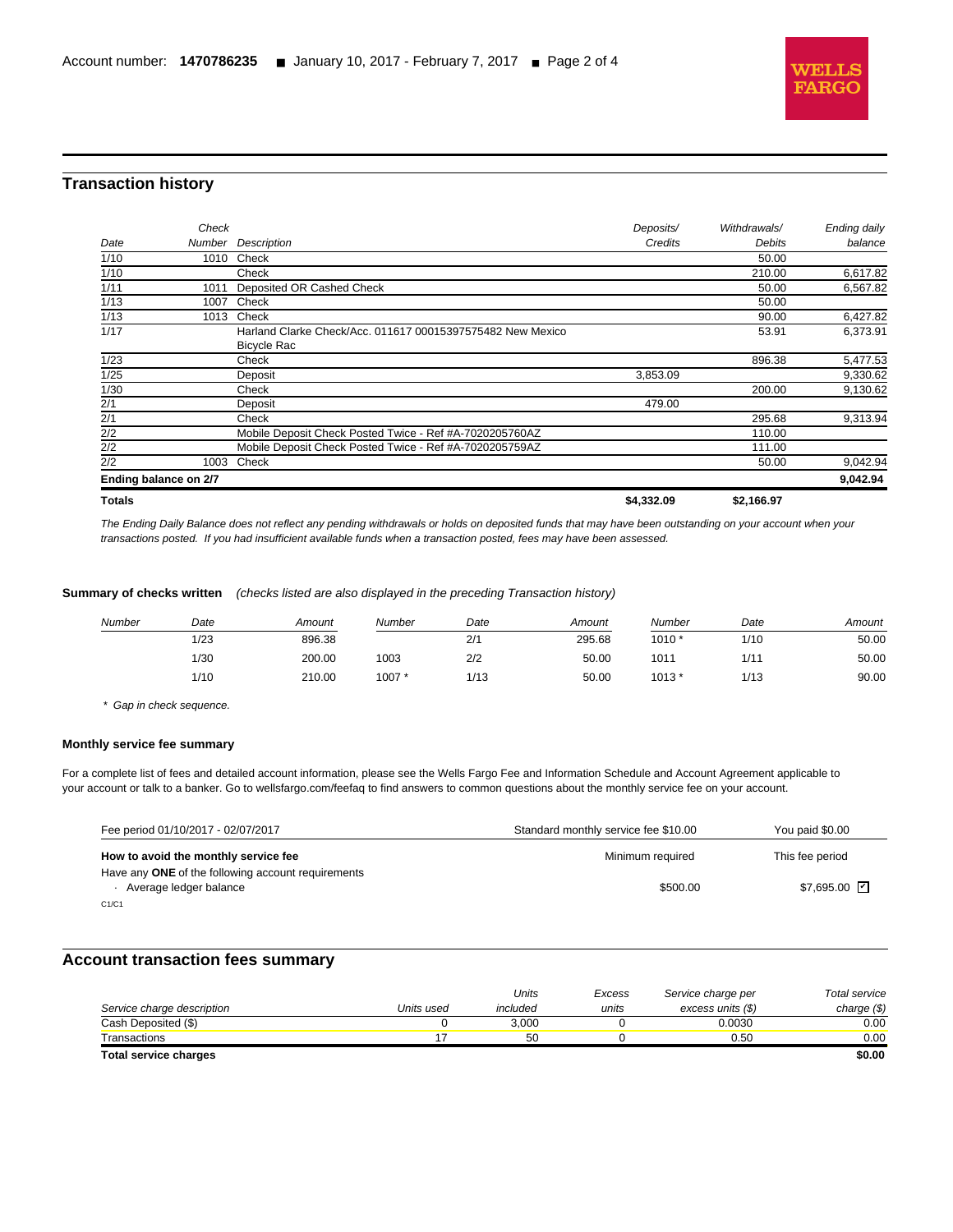## Transaction history

| Date | Check Number | Description | Deposits/ Credits | Withdrawals/ Debits | Ending daily balance |
|---|---|---|---|---|---|
| 1/10 | 1010 | Check | | 50.00 | |
| 1/10 | | Check | | 210.00 | 6,617.82 |
| 1/11 | 1011 | Deposited OR Cashed Check | | 50.00 | 6,567.82 |
| 1/13 | 1007 | Check | | 50.00 | |
| 1/13 | 1013 | Check | | 90.00 | 6,427.82 |
| 1/17 | | Harland Clarke Check/Acc. 011617 00015397575482 New Mexico Bicycle Rac | | 53.91 | 6,373.91 |
| 1/23 | | Check | | 896.38 | 5,477.53 |
| 1/25 | | Deposit | 3,853.09 | | 9,330.62 |
| 1/30 | | Check | | 200.00 | 9,130.62 |
| 2/1 | | Deposit | 479.00 | | |
| 2/1 | | Check | | 295.68 | 9,313.94 |
| 2/2 | | Mobile Deposit Check Posted Twice - Ref #A-7020205760AZ | | 110.00 | |
| 2/2 | | Mobile Deposit Check Posted Twice - Ref #A-7020205759AZ | | 111.00 | |
| 2/2 | 1003 | Check | | 50.00 | 9,042.94 |
| **Ending balance on 2/7** | | | | | **9,042.94** |
| **Totals** | | | **$4,332.09** | **$2,166.97** | |

*The Ending Daily Balance does not reflect any pending withdrawals or holds on deposited funds that may have been outstanding on your account when your transactions posted. If you had insufficient available funds when a transaction posted, fees may have been assessed.*

**Summary of checks written** *(checks listed are also displayed in the preceding Transaction history)*

| Number | Date | Amount | Number | Date | Amount | Number | Date | Amount |
|---|---|---|---|---|---|---|---|---|
| | 1/23 | 896.38 | | 2/1 | 295.68 | 1010 * | 1/10 | 50.00 |
| | 1/30 | 200.00 | 1003 | 2/2 | 50.00 | 1011 | 1/11 | 50.00 |
| | 1/10 | 210.00 | 1007 * | 1/13 | 50.00 | 1013 * | 1/13 | 90.00 |

\* *Gap in check sequence.*

**Monthly service fee summary**

For a complete list of fees and detailed account information, please see the Wells Fargo Fee and Information Schedule and Account Agreement applicable to your account or talk to a banker. Go to wellsfargo.com/feefaq to find answers to common questions about the monthly service fee on your account.

| Fee period 01/10/2017 - 02/07/2017 | Standard monthly service fee $10.00 | You paid $0.00 |
|---|---|---|
| **How to avoid the monthly service fee** | Minimum required | This fee period |
| Have any **ONE** of the following account requirements | | |
| · Average ledger balance | $500.00 | $7,695.00 ☑ |

C1/C1

## Account transaction fees summary

| Service charge description | Units used | Units included | Excess units | Service charge per excess units ($) | Total service charge ($) |
|---|---|---|---|---|---|
| Cash Deposited ($) | 0 | 3,000 | 0 | 0.0030 | 0.00 |
| Transactions | 17 | 50 | 0 | 0.50 | 0.00 |
| **Total service charges** | | | | | **$0.00** |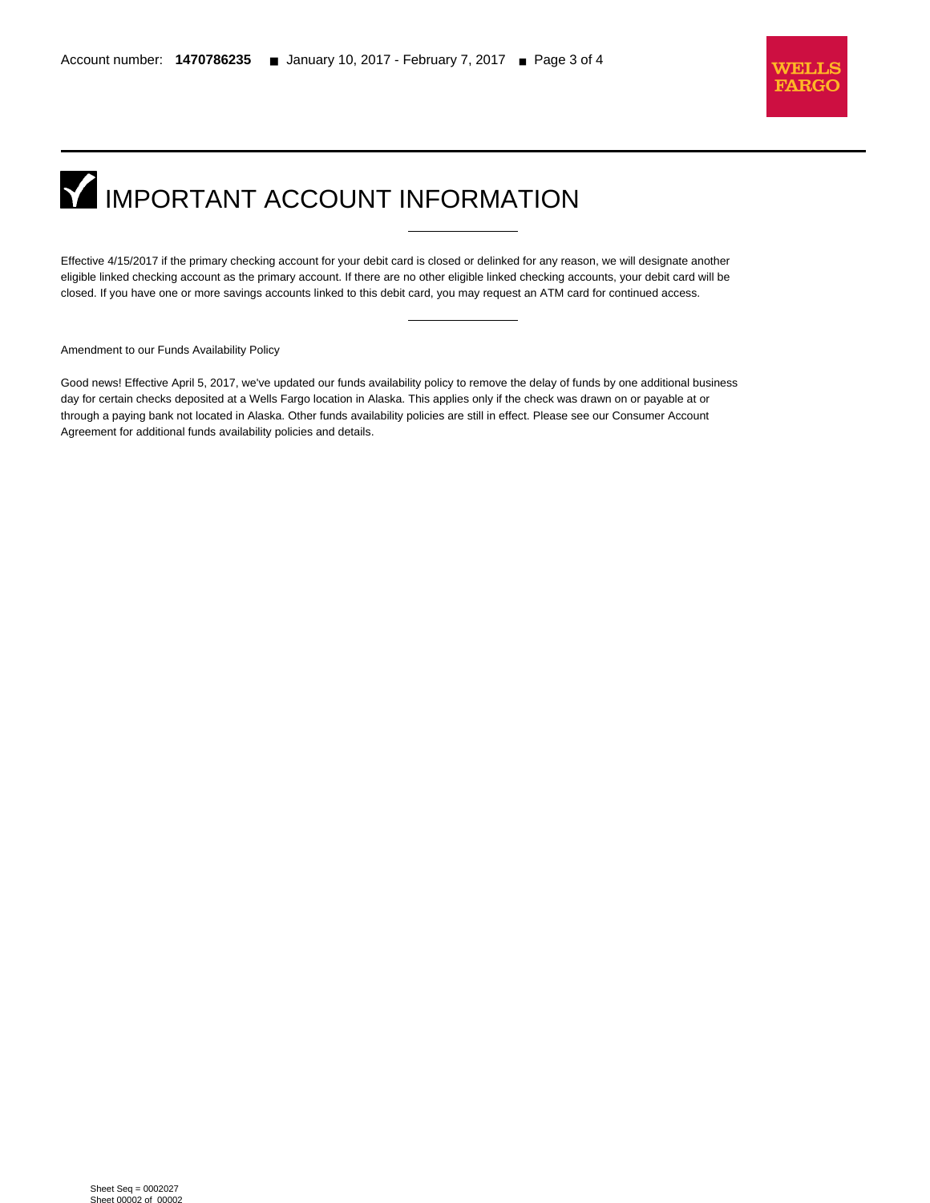# IMPORTANT ACCOUNT INFORMATION

---

Effective 4/15/2017 if the primary checking account for your debit card is closed or delinked for any reason, we will designate another eligible linked checking account as the primary account. If there are no other eligible linked checking accounts, your debit card will be closed. If you have one or more savings accounts linked to this debit card, you may request an ATM card for continued access.

---

Amendment to our Funds Availability Policy

Good news! Effective April 5, 2017, we've updated our funds availability policy to remove the delay of funds by one additional business day for certain checks deposited at a Wells Fargo location in Alaska. This applies only if the check was drawn on or payable at or through a paying bank not located in Alaska. Other funds availability policies are still in effect. Please see our Consumer Account Agreement for additional funds availability policies and details.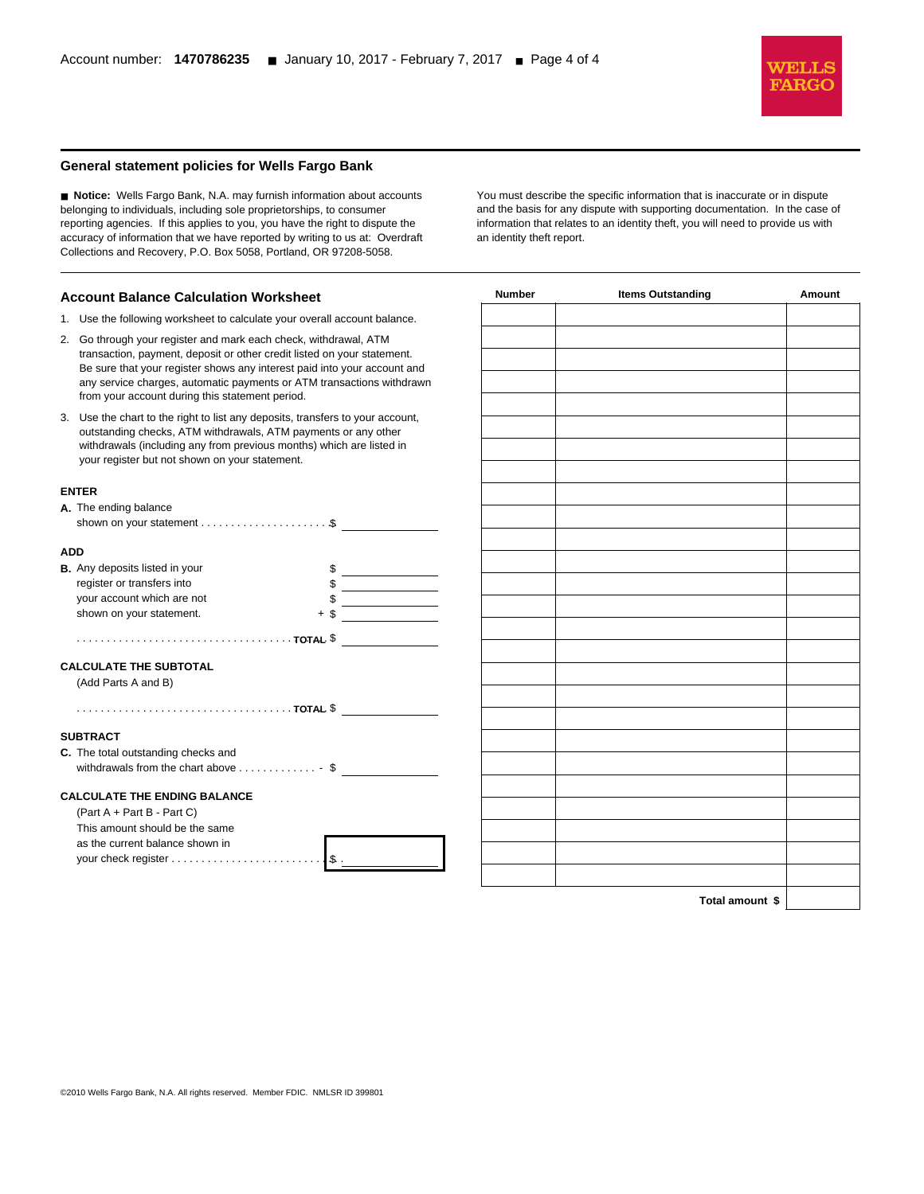## General statement policies for Wells Fargo Bank

■ **Notice:** Wells Fargo Bank, N.A. may furnish information about accounts belonging to individuals, including sole proprietorships, to consumer reporting agencies. If this applies to you, you have the right to dispute the accuracy of information that we have reported by writing to us at: Overdraft Collections and Recovery, P.O. Box 5058, Portland, OR 97208-5058.

You must describe the specific information that is inaccurate or in dispute and the basis for any dispute with supporting documentation. In the case of information that relates to an identity theft, you will need to provide us with an identity theft report.

### Account Balance Calculation Worksheet

1. Use the following worksheet to calculate your overall account balance.
2. Go through your register and mark each check, withdrawal, ATM transaction, payment, deposit or other credit listed on your statement. Be sure that your register shows any interest paid into your account and any service charges, automatic payments or ATM transactions withdrawn from your account during this statement period.
3. Use the chart to the right to list any deposits, transfers to your account, outstanding checks, ATM withdrawals, ATM payments or any other withdrawals (including any from previous months) which are listed in your register but not shown on your statement.

**ENTER**

**A.** The ending balance shown on your statement . . . . . . . . . . . . . . . . . . . . . $ \_\_\_\_\_\_\_\_\_\_

**ADD**

**B.** Any deposits listed in your register or transfers into your account which are not shown on your statement.

$ \_\_\_\_\_\_\_\_\_\_
$ \_\_\_\_\_\_\_\_\_\_
$ \_\_\_\_\_\_\_\_\_\_
\+ $ \_\_\_\_\_\_\_\_\_\_

. . . . . . . . . . . . . . . . . . . . . . . . . . . . . . . . . . . **TOTAL** $ \_\_\_\_\_\_\_\_\_\_

**CALCULATE THE SUBTOTAL**

(Add Parts A and B)

. . . . . . . . . . . . . . . . . . . . . . . . . . . . . . . . . . . **TOTAL** $ \_\_\_\_\_\_\_\_\_\_

**SUBTRACT**

**C.** The total outstanding checks and withdrawals from the chart above . . . . . . . . . . . . . - $ \_\_\_\_\_\_\_\_\_\_

**CALCULATE THE ENDING BALANCE**

(Part A + Part B - Part C)
This amount should be the same as the current balance shown in your check register . . . . . . . . . . . . . . . . . . . . . . . . $ \_\_\_\_\_\_\_\_\_\_

| Number | Items Outstanding | Amount |
|---|---|---|
| | | |
| | | |
| | | |
| | | |
| | | |
| | | |
| | | |
| | | |
| | | |
| | | |
| | | |
| | | |
| | | |
| | | |
| | | |
| | | |
| | | |
| | | |
| | | |
| | | |
| | | |
| | | |
| | | |
| | | |
| | | |
| | | |
| | **Total amount $** | |

©2010 Wells Fargo Bank, N.A. All rights reserved. Member FDIC. NMLSR ID 399801